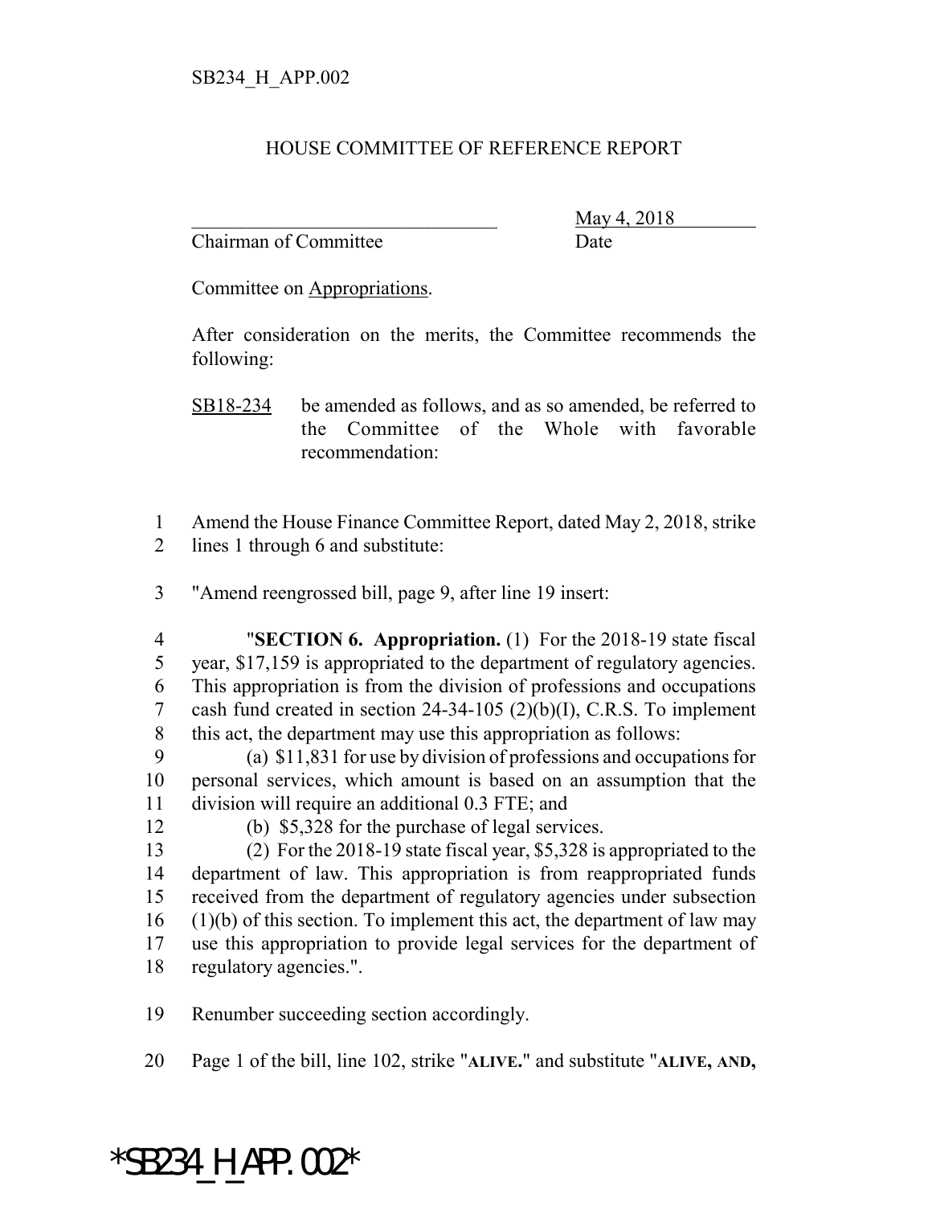SB234_H_APP.002

HOUSE COMMITTEE OF REFERENCE REPORT

_______________________________ May 4, 2018
Chairman of Committee Date

Committee on Appropriations.

After consideration on the merits, the Committee recommends the following:

SB18-234 be amended as follows, and as so amended, be referred to the Committee of the Whole with favorable recommendation:

1 Amend the House Finance Committee Report, dated May 2, 2018, strike
2 lines 1 through 6 and substitute:

3 "Amend reengrossed bill, page 9, after line 19 insert:

4 "**SECTION 6. Appropriation.** (1) For the 2018-19 state fiscal
5 year, $17,159 is appropriated to the department of regulatory agencies.
6 This appropriation is from the division of professions and occupations
7 cash fund created in section 24-34-105 (2)(b)(I), C.R.S. To implement
8 this act, the department may use this appropriation as follows:
9 (a) $11,831 for use by division of professions and occupations for
10 personal services, which amount is based on an assumption that the
11 division will require an additional 0.3 FTE; and
12 (b) $5,328 for the purchase of legal services.
13 (2) For the 2018-19 state fiscal year, $5,328 is appropriated to the
14 department of law. This appropriation is from reappropriated funds
15 received from the department of regulatory agencies under subsection
16 (1)(b) of this section. To implement this act, the department of law may
17 use this appropriation to provide legal services for the department of
18 regulatory agencies.".

19 Renumber succeeding section accordingly.

20 Page 1 of the bill, line 102, strike "**ALIVE.**" and substitute "**ALIVE, AND,**

*SB234_H_APP.002*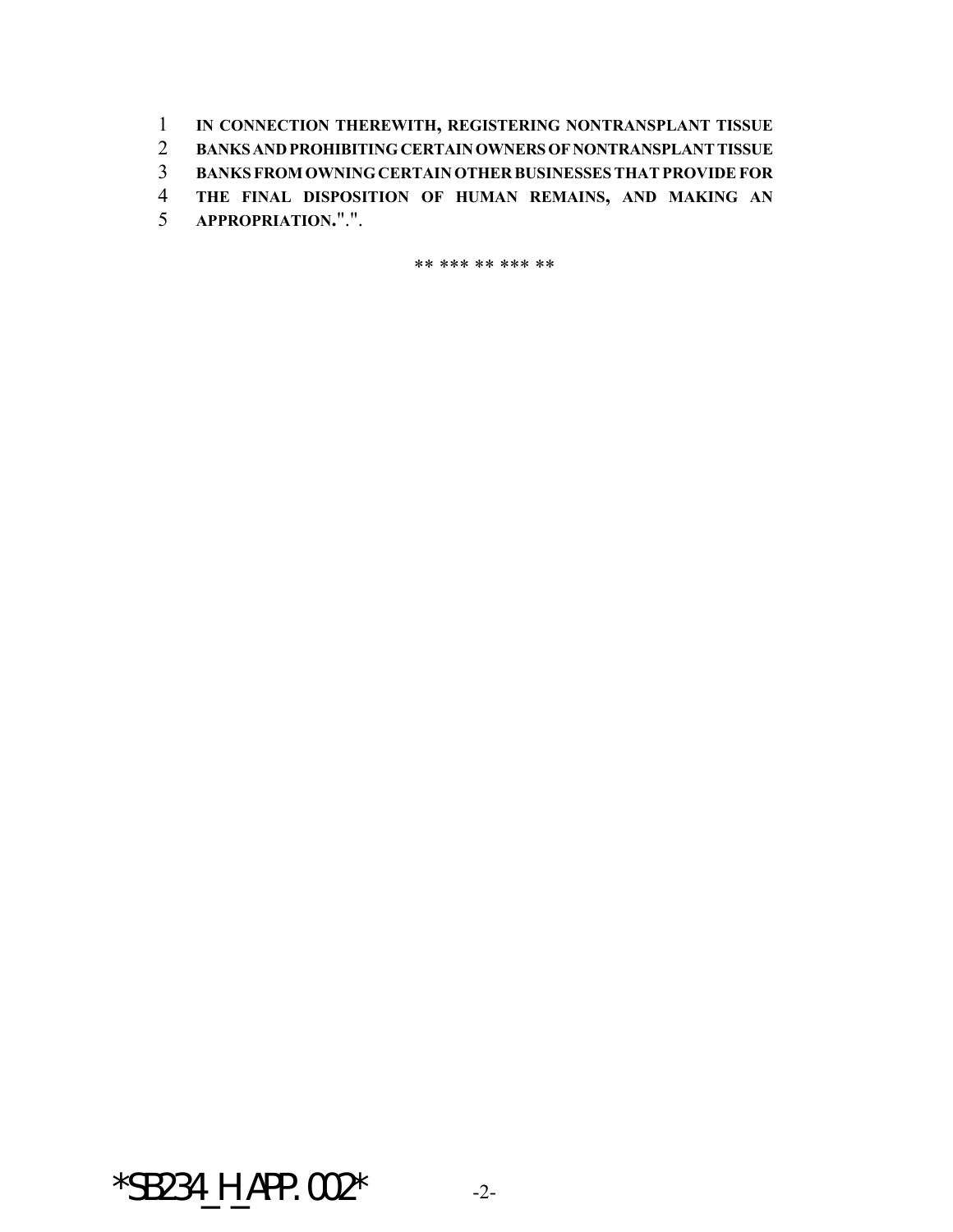1 **IN CONNECTION THEREWITH, REGISTERING NONTRANSPLANT TISSUE**
2 **BANKS AND PROHIBITING CERTAIN OWNERS OF NONTRANSPLANT TISSUE**
3 **BANKS FROM OWNING CERTAIN OTHER BUSINESSES THAT PROVIDE FOR**
4 **THE FINAL DISPOSITION OF HUMAN REMAINS, AND MAKING AN**
5 **APPROPRIATION.**".".

** *** ** *** **

*SB234_H_APP.002*